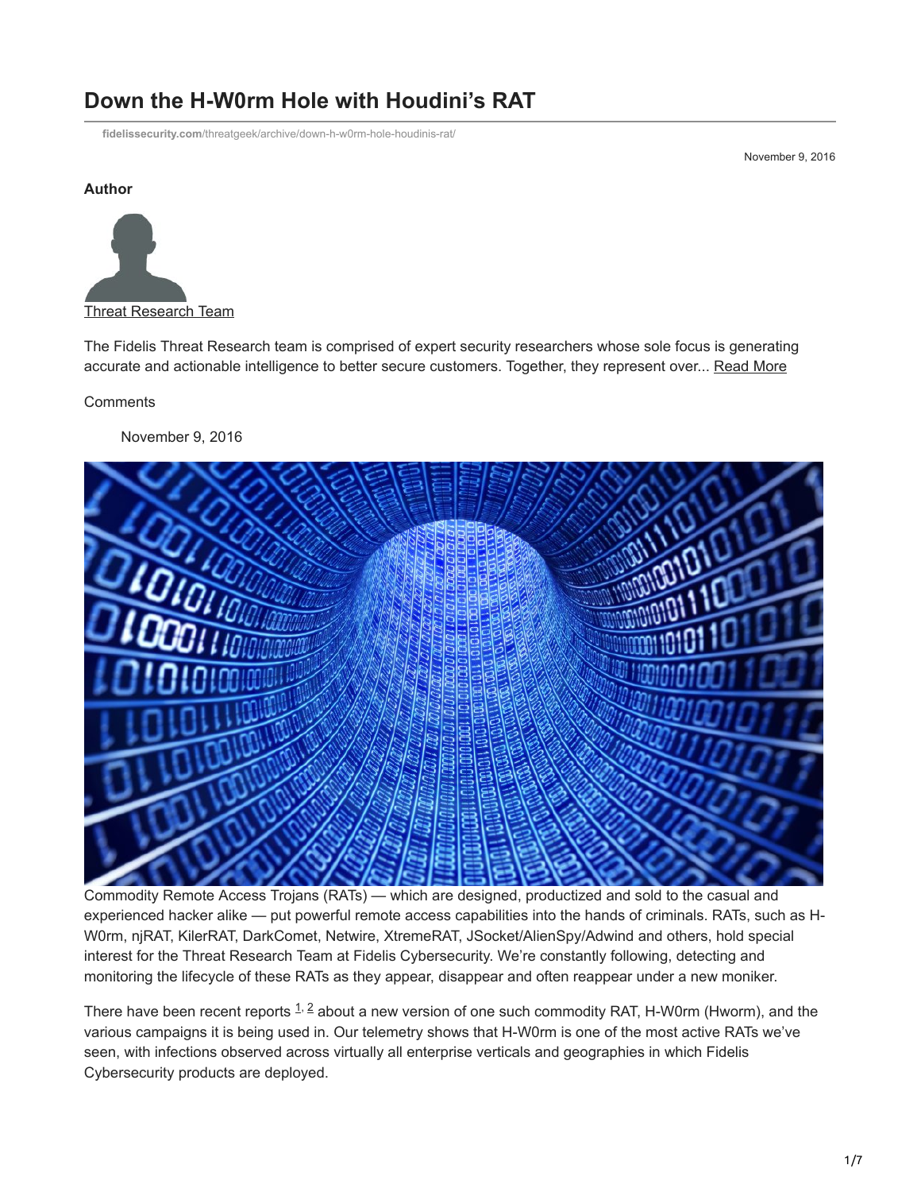# Down the H-W0rm Hole with Houdini's RAT

fidelissecurity.com/threatgeek/archive/down-h-w0rm-hole-houdinis-rat/

November 9, 2016

**Author**

Threat Research Team

The Fidelis Threat Research team is comprised of expert security researchers whose sole focus is generating accurate and actionable intelligence to better secure customers. Together, they represent over... Read More

Comments

November 9, 2016

Commodity Remote Access Trojans (RATs) — which are designed, productized and sold to the casual and experienced hacker alike — put powerful remote access capabilities into the hands of criminals. RATs, such as H-W0rm, njRAT, KilerRAT, DarkComet, Netwire, XtremeRAT, JSocket/AlienSpy/Adwind and others, hold special interest for the Threat Research Team at Fidelis Cybersecurity. We're constantly following, detecting and monitoring the lifecycle of these RATs as they appear, disappear and often reappear under a new moniker.

There have been recent reports [1, 2] about a new version of one such commodity RAT, H-W0rm (Hworm), and the various campaigns it is being used in. Our telemetry shows that H-W0rm is one of the most active RATs we've seen, with infections observed across virtually all enterprise verticals and geographies in which Fidelis Cybersecurity products are deployed.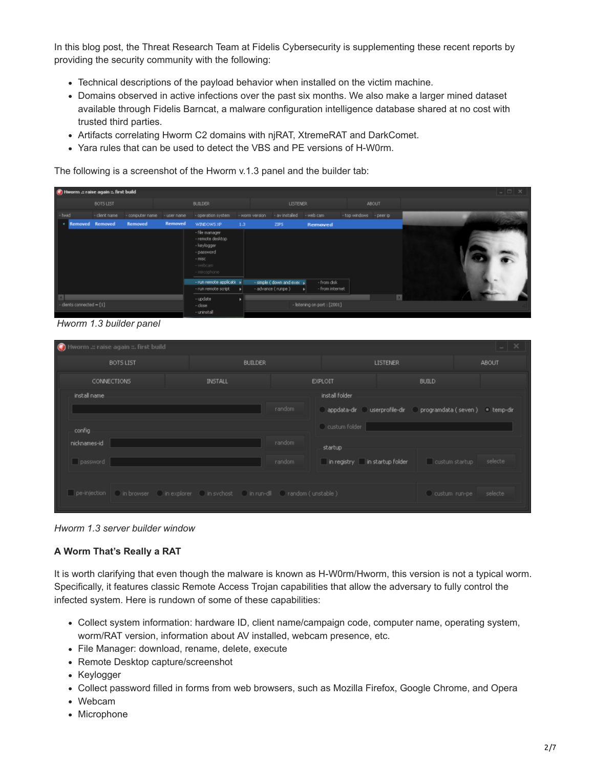In this blog post, the Threat Research Team at Fidelis Cybersecurity is supplementing these recent reports by providing the security community with the following:

- Technical descriptions of the payload behavior when installed on the victim machine.
- Domains observed in active infections over the past six months. We also make a larger mined dataset available through Fidelis Barncat, a malware configuration intelligence database shared at no cost with trusted third parties.
- Artifacts correlating Hworm C2 domains with njRAT, XtremeRAT and DarkComet.
- Yara rules that can be used to detect the VBS and PE versions of H-W0rm.

The following is a screenshot of the Hworm v.1.3 panel and the builder tab:

*Hworm 1.3 builder panel*

*Hworm 1.3 server builder window*

**A Worm That's Really a RAT**

It is worth clarifying that even though the malware is known as H-W0rm/Hworm, this version is not a typical worm. Specifically, it features classic Remote Access Trojan capabilities that allow the adversary to fully control the infected system. Here is rundown of some of these capabilities:

- Collect system information: hardware ID, client name/campaign code, computer name, operating system, worm/RAT version, information about AV installed, webcam presence, etc.
- File Manager: download, rename, delete, execute
- Remote Desktop capture/screenshot
- Keylogger
- Collect password filled in forms from web browsers, such as Mozilla Firefox, Google Chrome, and Opera
- Webcam
- Microphone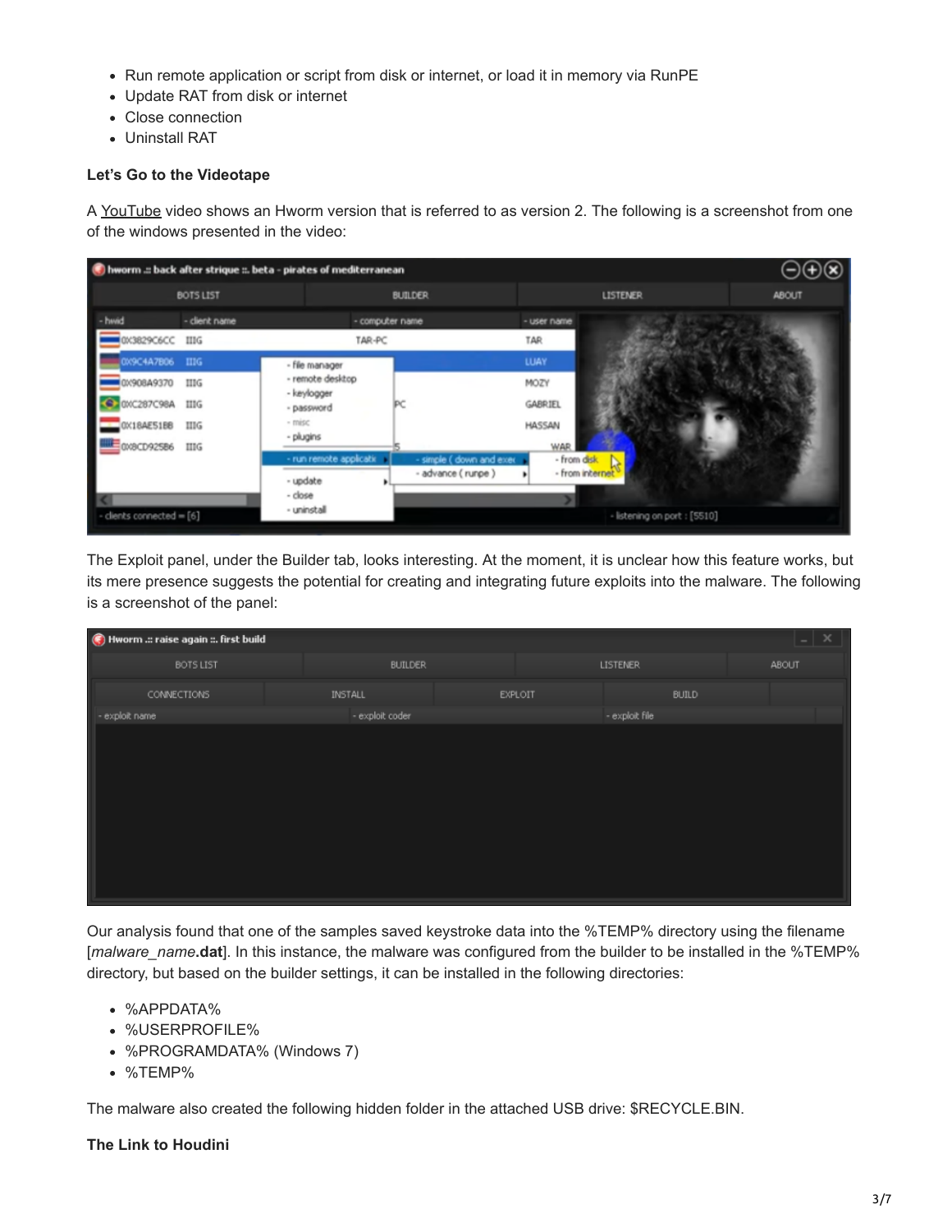- Run remote application or script from disk or internet, or load it in memory via RunPE
- Update RAT from disk or internet
- Close connection
- Uninstall RAT

**Let's Go to the Videotape**

A YouTube video shows an Hworm version that is referred to as version 2. The following is a screenshot from one of the windows presented in the video:

The Exploit panel, under the Builder tab, looks interesting. At the moment, it is unclear how this feature works, but its mere presence suggests the potential for creating and integrating future exploits into the malware. The following is a screenshot of the panel:

Our analysis found that one of the samples saved keystroke data into the %TEMP% directory using the filename [*malware_name*.**dat**]. In this instance, the malware was configured from the builder to be installed in the %TEMP% directory, but based on the builder settings, it can be installed in the following directories:

- %APPDATA%
- %USERPROFILE%
- %PROGRAMDATA% (Windows 7)
- %TEMP%

The malware also created the following hidden folder in the attached USB drive: $RECYCLE.BIN.

**The Link to Houdini**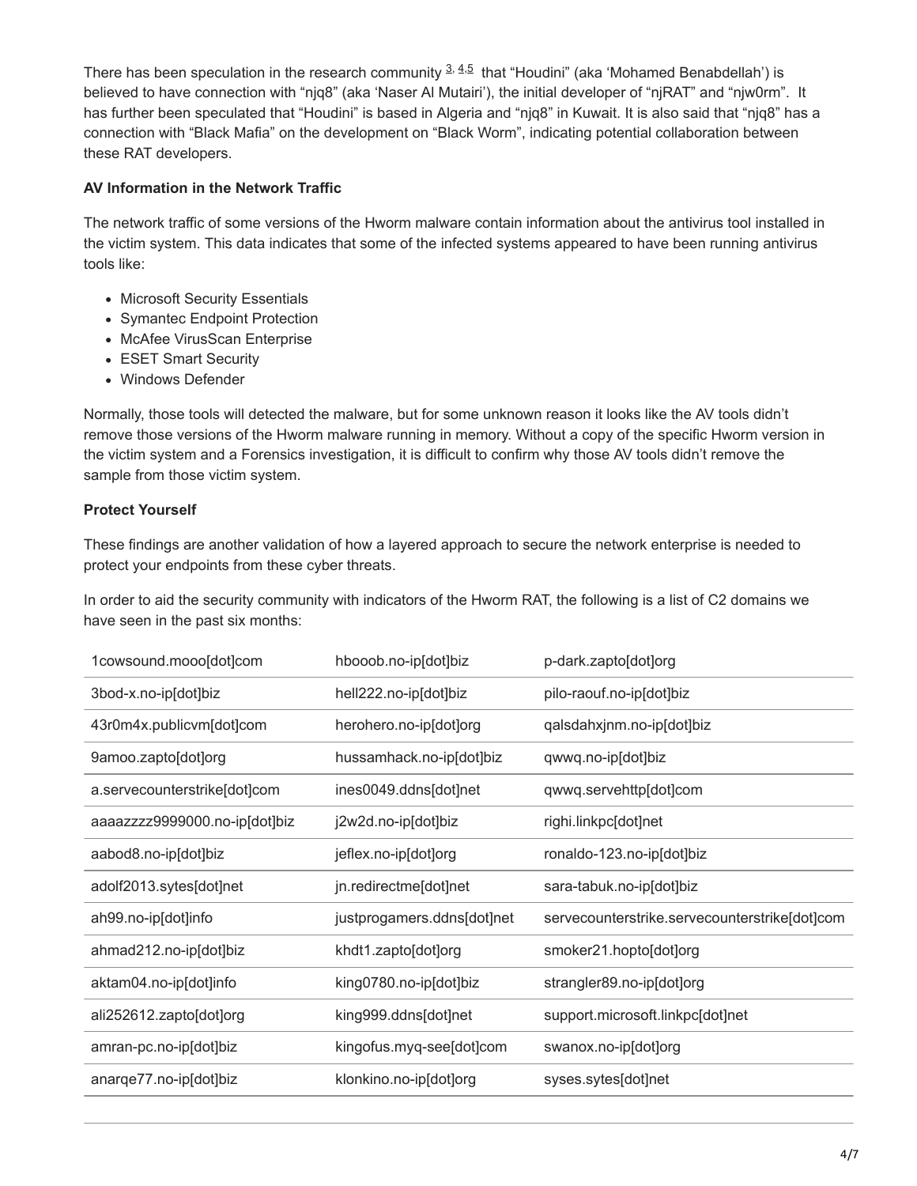There has been speculation in the research community [3, 4,5] that "Houdini" (aka 'Mohamed Benabdellah') is believed to have connection with "njq8" (aka 'Naser Al Mutairi'), the initial developer of "njRAT" and "njw0rm". It has further been speculated that "Houdini" is based in Algeria and "njq8" in Kuwait. It is also said that "njq8" has a connection with "Black Mafia" on the development on "Black Worm", indicating potential collaboration between these RAT developers.

**AV Information in the Network Traffic**

The network traffic of some versions of the Hworm malware contain information about the antivirus tool installed in the victim system. This data indicates that some of the infected systems appeared to have been running antivirus tools like:

- Microsoft Security Essentials
- Symantec Endpoint Protection
- McAfee VirusScan Enterprise
- ESET Smart Security
- Windows Defender

Normally, those tools will detected the malware, but for some unknown reason it looks like the AV tools didn't remove those versions of the Hworm malware running in memory. Without a copy of the specific Hworm version in the victim system and a Forensics investigation, it is difficult to confirm why those AV tools didn't remove the sample from those victim system.

**Protect Yourself**

These findings are another validation of how a layered approach to secure the network enterprise is needed to protect your endpoints from these cyber threats.

In order to aid the security community with indicators of the Hworm RAT, the following is a list of C2 domains we have seen in the past six months:

| | | |
|---|---|---|
| 1cowsound.mooo[dot]com | hbooob.no-ip[dot]biz | p-dark.zapto[dot]org |
| 3bod-x.no-ip[dot]biz | hell222.no-ip[dot]biz | pilo-raouf.no-ip[dot]biz |
| 43r0m4x.publicvm[dot]com | herohero.no-ip[dot]org | qalsdahxjnm.no-ip[dot]biz |
| 9amoo.zapto[dot]org | hussamhack.no-ip[dot]biz | qwwq.no-ip[dot]biz |
| a.servecounterstrike[dot]com | ines0049.ddns[dot]net | qwwq.servehttp[dot]com |
| aaaazzzz9999000.no-ip[dot]biz | j2w2d.no-ip[dot]biz | righi.linkpc[dot]net |
| aabod8.no-ip[dot]biz | jeflex.no-ip[dot]org | ronaldo-123.no-ip[dot]biz |
| adolf2013.sytes[dot]net | jn.redirectme[dot]net | sara-tabuk.no-ip[dot]biz |
| ah99.no-ip[dot]info | justprogamers.ddns[dot]net | servecounterstrike.servecounterstrike[dot]com |
| ahmad212.no-ip[dot]biz | khdt1.zapto[dot]org | smoker21.hopto[dot]org |
| aktam04.no-ip[dot]info | king0780.no-ip[dot]biz | strangler89.no-ip[dot]org |
| ali252612.zapto[dot]org | king999.ddns[dot]net | support.microsoft.linkpc[dot]net |
| amran-pc.no-ip[dot]biz | kingofus.myq-see[dot]com | swanox.no-ip[dot]org |
| anarqe77.no-ip[dot]biz | klonkino.no-ip[dot]org | syses.sytes[dot]net |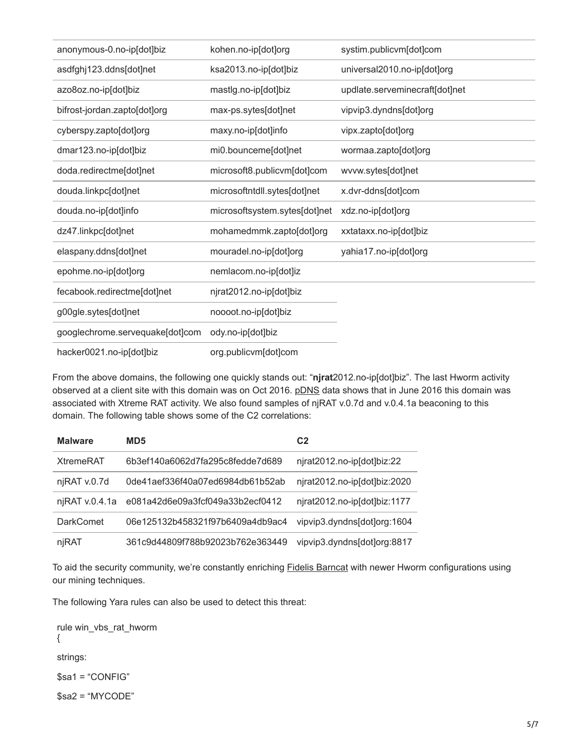| | | |
|---|---|---|
| anonymous-0.no-ip[dot]biz | kohen.no-ip[dot]org | systim.publicvm[dot]com |
| asdfghj123.ddns[dot]net | ksa2013.no-ip[dot]biz | universal2010.no-ip[dot]org |
| azo8oz.no-ip[dot]biz | mastlg.no-ip[dot]biz | updlate.serveminecraft[dot]net |
| bifrost-jordan.zapto[dot]org | max-ps.sytes[dot]net | vipvip3.dyndns[dot]org |
| cyberspy.zapto[dot]org | maxy.no-ip[dot]info | vipx.zapto[dot]org |
| dmar123.no-ip[dot]biz | mi0.bounceme[dot]net | wormaa.zapto[dot]org |
| doda.redirectme[dot]net | microsoft8.publicvm[dot]com | wvvw.sytes[dot]net |
| douda.linkpc[dot]net | microsoftntdll.sytes[dot]net | x.dvr-ddns[dot]com |
| douda.no-ip[dot]info | microsoftsystem.sytes[dot]net | xdz.no-ip[dot]org |
| dz47.linkpc[dot]net | mohamedmmk.zapto[dot]org | xxtataxx.no-ip[dot]biz |
| elaspany.ddns[dot]net | mouradel.no-ip[dot]org | yahia17.no-ip[dot]org |
| epohme.no-ip[dot]org | nemlacom.no-ip[dot]iz | |
| fecabook.redirectme[dot]net | njrat2012.no-ip[dot]biz | |
| g00gle.sytes[dot]net | noooot.no-ip[dot]biz | |
| googlechrome.servequake[dot]com | ody.no-ip[dot]biz | |
| hacker0021.no-ip[dot]biz | org.publicvm[dot]com | |

From the above domains, the following one quickly stands out: "**njrat**2012.no-ip[dot]biz". The last Hworm activity observed at a client site with this domain was on Oct 2016. pDNS data shows that in June 2016 this domain was associated with Xtreme RAT activity. We also found samples of njRAT v.0.7d and v.0.4.1a beaconing to this domain. The following table shows some of the C2 correlations:

| Malware | MD5 | C2 |
|---|---|---|
| XtremeRAT | 6b3ef140a6062d7fa295c8fedde7d689 | njrat2012.no-ip[dot]biz:22 |
| njRAT v.0.7d | 0de41aef336f40a07ed6984db61b52ab | njrat2012.no-ip[dot]biz:2020 |
| njRAT v.0.4.1a | e081a42d6e09a3fcf049a33b2ecf0412 | njrat2012.no-ip[dot]biz:1177 |
| DarkComet | 06e125132b458321f97b6409a4db9ac4 | vipvip3.dyndns[dot]org:1604 |
| njRAT | 361c9d44809f788b92023b762e363449 | vipvip3.dyndns[dot]org:8817 |

To aid the security community, we're constantly enriching Fidelis Barncat with newer Hworm configurations using our mining techniques.

The following Yara rules can also be used to detect this threat:

```
rule win_vbs_rat_hworm
{
strings:
$sa1 = "CONFIG"
$sa2 = "MYCODE"
```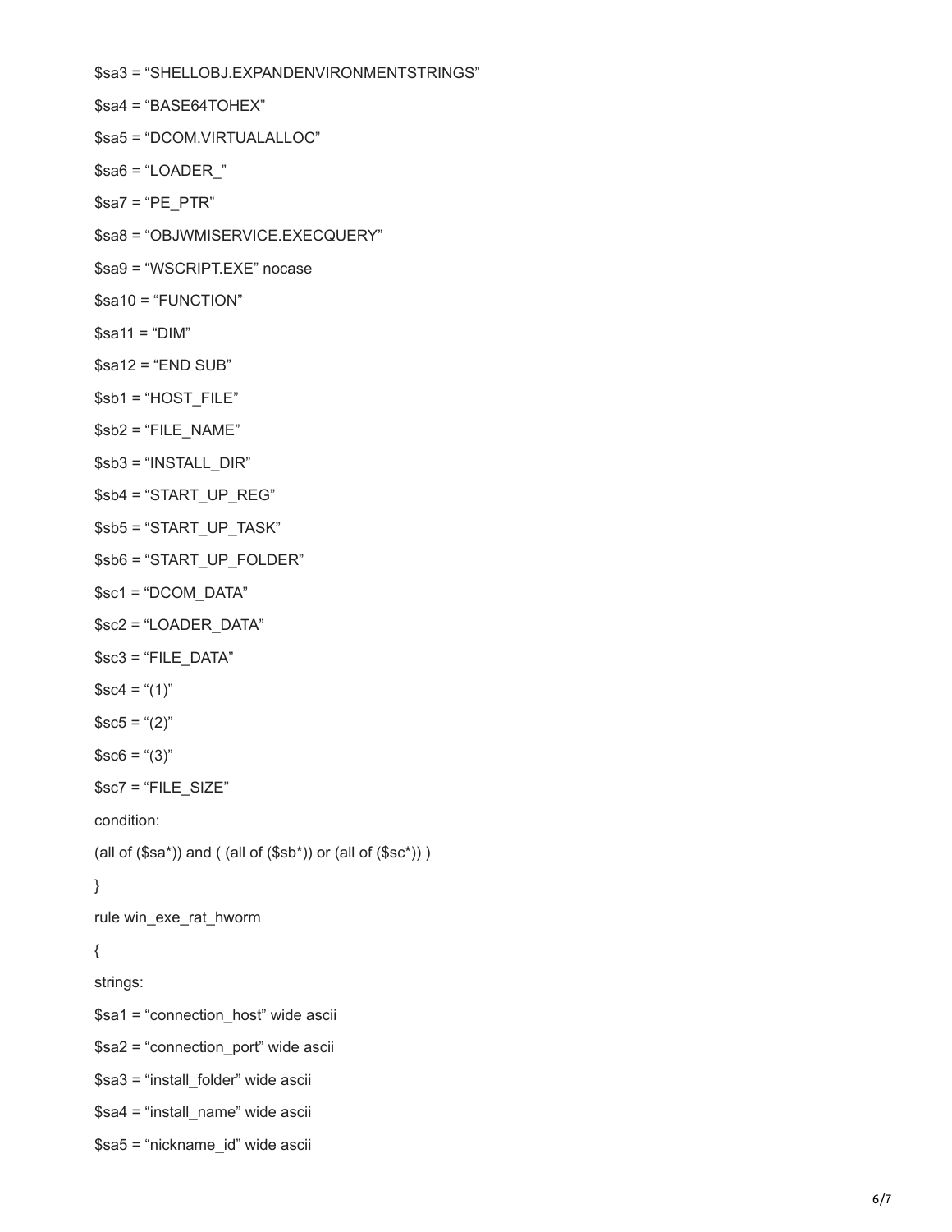$sa3 = “SHELLOBJ.EXPANDENVIRONMENTSTRINGS”

$sa4 = “BASE64TOHEX”

$sa5 = “DCOM.VIRTUALALLOC”

$sa6 = “LOADER_”

$sa7 = “PE_PTR”

$sa8 = “OBJWMISERVICE.EXECQUERY”

$sa9 = “WSCRIPT.EXE” nocase

$sa10 = “FUNCTION”

$sa11 = “DIM”

$sa12 = “END SUB”

$sb1 = “HOST_FILE”

$sb2 = “FILE_NAME”

$sb3 = “INSTALL_DIR”

$sb4 = “START_UP_REG”

$sb5 = “START_UP_TASK”

$sb6 = “START_UP_FOLDER”

$sc1 = “DCOM_DATA”

$sc2 = “LOADER_DATA”

$sc3 = “FILE_DATA”

$sc4 = “(1)”

$sc5 = “(2)”

$sc6 = “(3)”

$sc7 = “FILE_SIZE”

condition:

(all of ($sa*)) and ( (all of ($sb*)) or (all of ($sc*)) )

}

rule win_exe_rat_hworm

{

strings:

$sa1 = “connection_host” wide ascii

$sa2 = “connection_port” wide ascii

$sa3 = “install_folder” wide ascii

$sa4 = “install_name” wide ascii

$sa5 = “nickname_id” wide ascii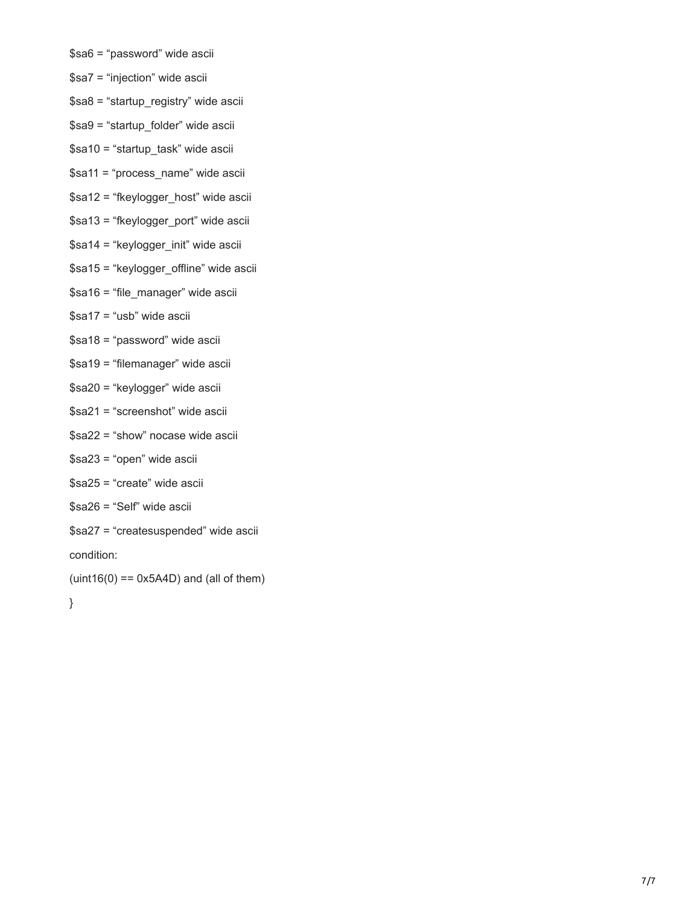```
$sa6 = “password” wide ascii
$sa7 = “injection” wide ascii
$sa8 = “startup_registry” wide ascii
$sa9 = “startup_folder” wide ascii
$sa10 = “startup_task” wide ascii
$sa11 = “process_name” wide ascii
$sa12 = “fkeylogger_host” wide ascii
$sa13 = “fkeylogger_port” wide ascii
$sa14 = “keylogger_init” wide ascii
$sa15 = “keylogger_offline” wide ascii
$sa16 = “file_manager” wide ascii
$sa17 = “usb” wide ascii
$sa18 = “password” wide ascii
$sa19 = “filemanager” wide ascii
$sa20 = “keylogger” wide ascii
$sa21 = “screenshot” wide ascii
$sa22 = “show” nocase wide ascii
$sa23 = “open” wide ascii
$sa25 = “create” wide ascii
$sa26 = “Self” wide ascii
$sa27 = “createsuspended” wide ascii
condition:
(uint16(0) == 0x5A4D) and (all of them)
}
```